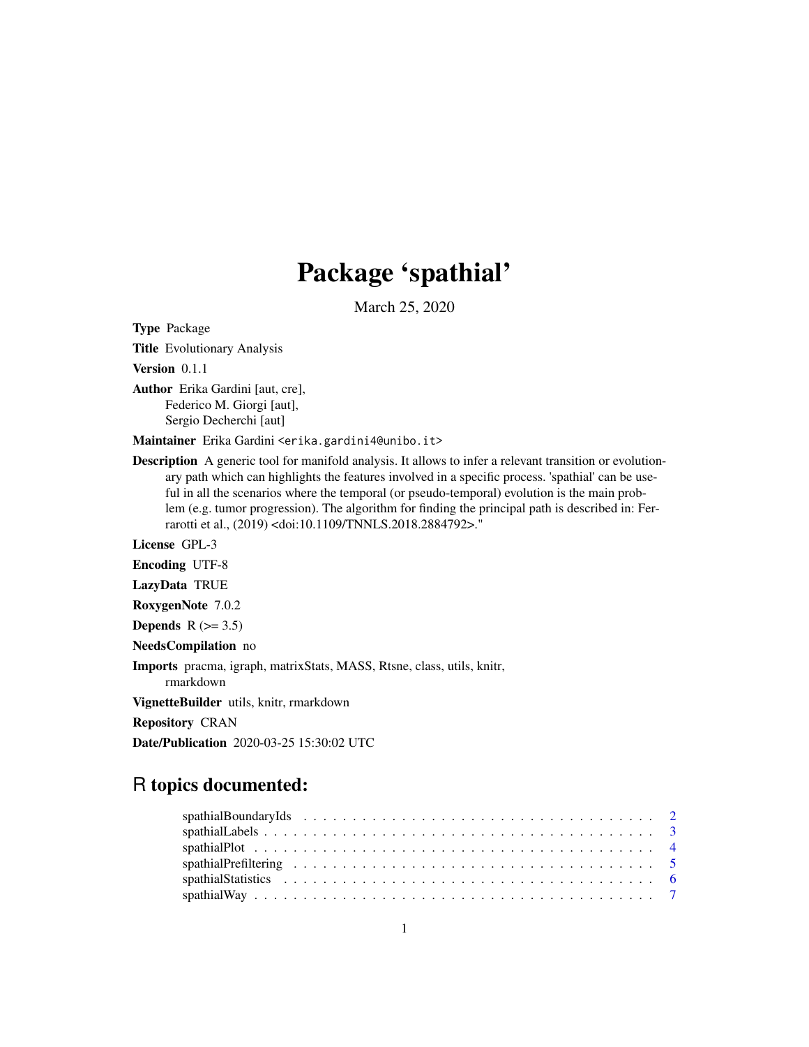# Package 'spathial'

March 25, 2020

**Type** Package

**Title** Evolutionary Analysis

**Version** 0.1.1

**Author** Erika Gardini [aut, cre],
Federico M. Giorgi [aut],
Sergio Decherchi [aut]

**Maintainer** Erika Gardini <erika.gardini4@unibo.it>

**Description** A generic tool for manifold analysis. It allows to infer a relevant transition or evolutionary path which can highlights the features involved in a specific process. 'spathial' can be useful in all the scenarios where the temporal (or pseudo-temporal) evolution is the main problem (e.g. tumor progression). The algorithm for finding the principal path is described in: Ferrarotti et al., (2019) <doi:10.1109/TNNLS.2018.2884792>."

**License** GPL-3

**Encoding** UTF-8

**LazyData** TRUE

**RoxygenNote** 7.0.2

**Depends** R (>= 3.5)

**NeedsCompilation** no

**Imports** pracma, igraph, matrixStats, MASS, Rtsne, class, utils, knitr, rmarkdown

**VignetteBuilder** utils, knitr, rmarkdown

**Repository** CRAN

**Date/Publication** 2020-03-25 15:30:02 UTC

## R topics documented:

| | |
|---|---|
| spathialBoundaryIds | 2 |
| spathialLabels | 3 |
| spathialPlot | 4 |
| spathialPrefiltering | 5 |
| spathialStatistics | 6 |
| spathialWay | 7 |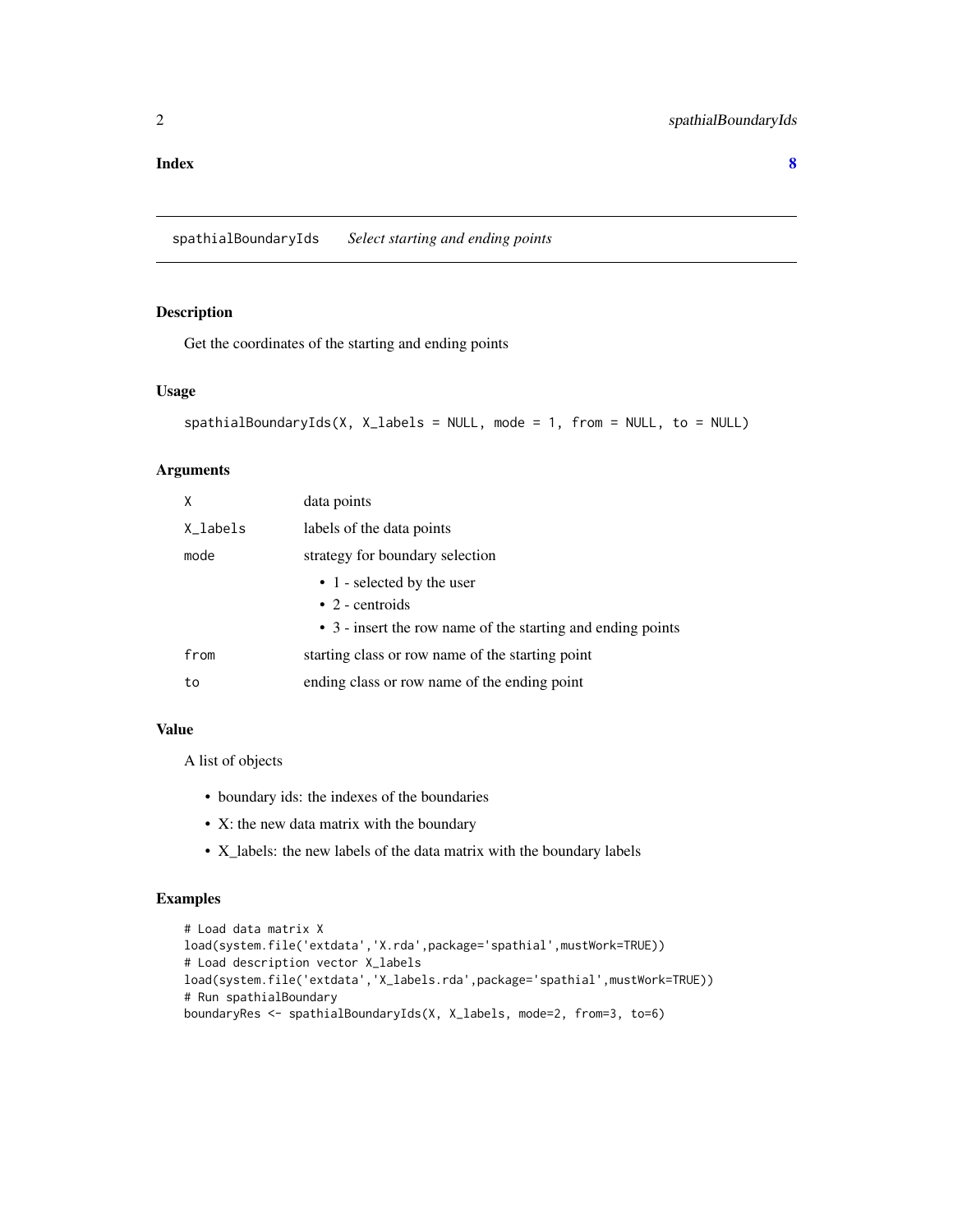**Index** **8**

## spathialBoundaryIds *Select starting and ending points*

### Description

Get the coordinates of the starting and ending points

### Usage

```
spathialBoundaryIds(X, X_labels = NULL, mode = 1, from = NULL, to = NULL)
```

### Arguments

| | |
|---|---|
| `X` | data points |
| `X_labels` | labels of the data points |
| `mode` | strategy for boundary selection<br>• 1 - selected by the user<br>• 2 - centroids<br>• 3 - insert the row name of the starting and ending points |
| `from` | starting class or row name of the starting point |
| `to` | ending class or row name of the ending point |

### Value

A list of objects

- boundary ids: the indexes of the boundaries
- X: the new data matrix with the boundary
- X_labels: the new labels of the data matrix with the boundary labels

### Examples

```
# Load data matrix X
load(system.file('extdata','X.rda',package='spathial',mustWork=TRUE))
# Load description vector X_labels
load(system.file('extdata','X_labels.rda',package='spathial',mustWork=TRUE))
# Run spathialBoundary
boundaryRes <- spathialBoundaryIds(X, X_labels, mode=2, from=3, to=6)
```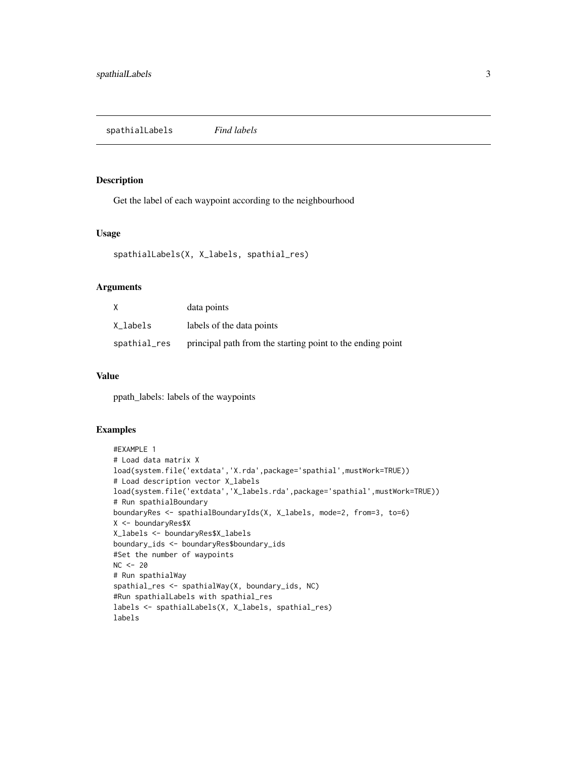## spathialLabels *Find labels*

### Description

Get the label of each waypoint according to the neighbourhood

### Usage

```
spathialLabels(X, X_labels, spathial_res)
```

### Arguments

| | |
|---|---|
| X | data points |
| X_labels | labels of the data points |
| spathial_res | principal path from the starting point to the ending point |

### Value

ppath_labels: labels of the waypoints

### Examples

```
#EXAMPLE 1
# Load data matrix X
load(system.file('extdata','X.rda',package='spathial',mustWork=TRUE))
# Load description vector X_labels
load(system.file('extdata','X_labels.rda',package='spathial',mustWork=TRUE))
# Run spathialBoundary
boundaryRes <- spathialBoundaryIds(X, X_labels, mode=2, from=3, to=6)
X <- boundaryRes$X
X_labels <- boundaryRes$X_labels
boundary_ids <- boundaryRes$boundary_ids
#Set the number of waypoints
NC <- 20
# Run spathialWay
spathial_res <- spathialWay(X, boundary_ids, NC)
#Run spathialLabels with spathial_res
labels <- spathialLabels(X, X_labels, spathial_res)
labels
```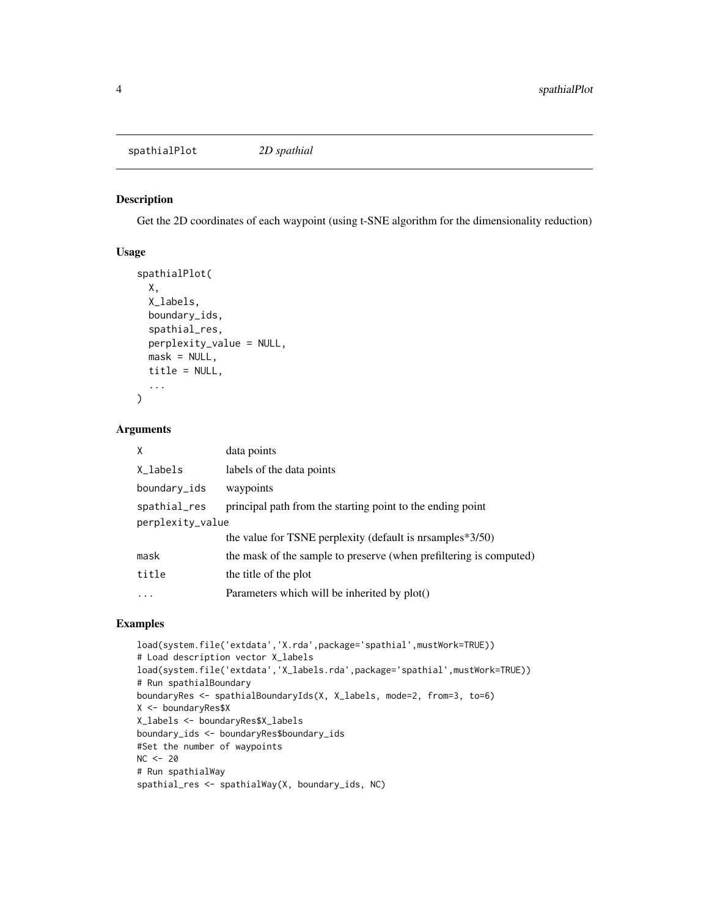spathialPlot *2D spathial*

### Description

Get the 2D coordinates of each waypoint (using t-SNE algorithm for the dimensionality reduction)

### Usage

```
spathialPlot(
  X,
  X_labels,
  boundary_ids,
  spathial_res,
  perplexity_value = NULL,
  mask = NULL,
  title = NULL,
  ...
)
```

### Arguments

| Argument | Description |
| --- | --- |
| X | data points |
| X_labels | labels of the data points |
| boundary_ids | waypoints |
| spathial_res | principal path from the starting point to the ending point |
| perplexity_value | the value for TSNE perplexity (default is nrsamples*3/50) |
| mask | the mask of the sample to preserve (when prefiltering is computed) |
| title | the title of the plot |
| ... | Parameters which will be inherited by plot() |

### Examples

```
load(system.file('extdata','X.rda',package='spathial',mustWork=TRUE))
# Load description vector X_labels
load(system.file('extdata','X_labels.rda',package='spathial',mustWork=TRUE))
# Run spathialBoundary
boundaryRes <- spathialBoundaryIds(X, X_labels, mode=2, from=3, to=6)
X <- boundaryRes$X
X_labels <- boundaryRes$X_labels
boundary_ids <- boundaryRes$boundary_ids
#Set the number of waypoints
NC <- 20
# Run spathialWay
spathial_res <- spathialWay(X, boundary_ids, NC)
```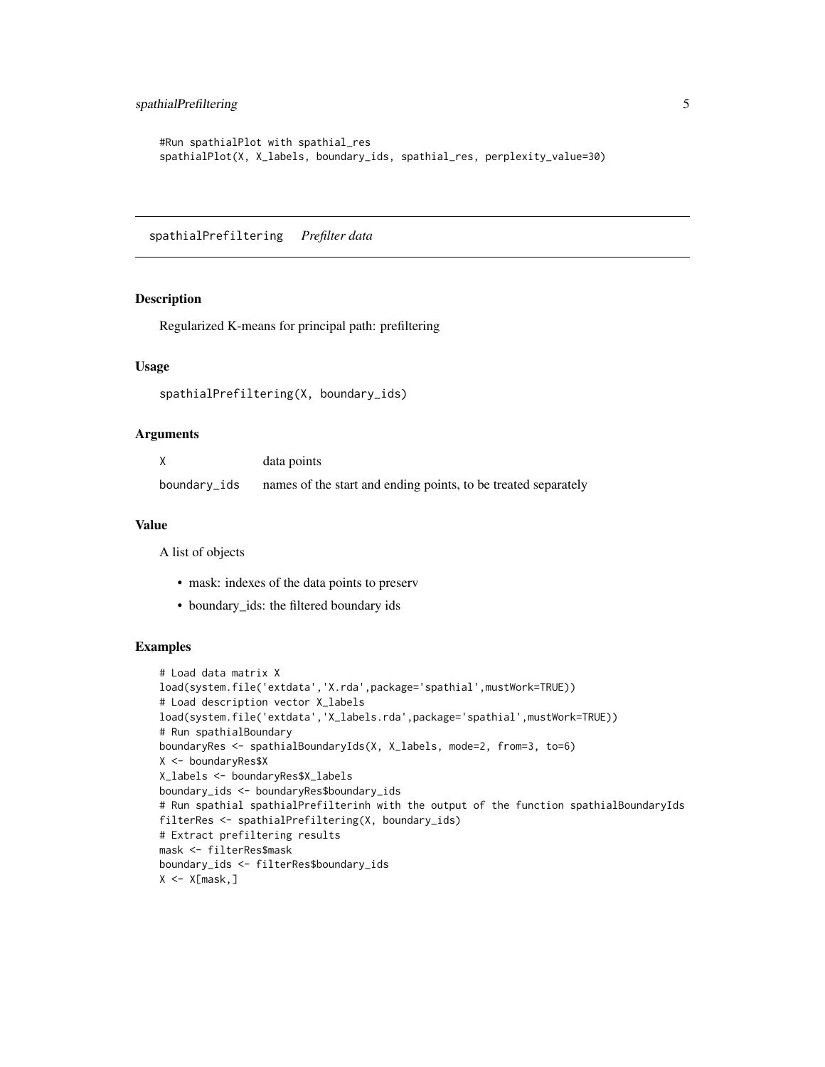```
#Run spathialPlot with spathial_res
spathialPlot(X, X_labels, boundary_ids, spathial_res, perplexity_value=30)
```

---

## spathialPrefiltering *Prefilter data*

### Description

Regularized K-means for principal path: prefiltering

### Usage

```
spathialPrefiltering(X, boundary_ids)
```

### Arguments

| | |
|---|---|
| X | data points |
| boundary_ids | names of the start and ending points, to be treated separately |

### Value

A list of objects

- mask: indexes of the data points to preserv
- boundary_ids: the filtered boundary ids

### Examples

```
# Load data matrix X
load(system.file('extdata','X.rda',package='spathial',mustWork=TRUE))
# Load description vector X_labels
load(system.file('extdata','X_labels.rda',package='spathial',mustWork=TRUE))
# Run spathialBoundary
boundaryRes <- spathialBoundaryIds(X, X_labels, mode=2, from=3, to=6)
X <- boundaryRes$X
X_labels <- boundaryRes$X_labels
boundary_ids <- boundaryRes$boundary_ids
# Run spathial spathialPrefilterinh with the output of the function spathialBoundaryIds
filterRes <- spathialPrefiltering(X, boundary_ids)
# Extract prefiltering results
mask <- filterRes$mask
boundary_ids <- filterRes$boundary_ids
X <- X[mask,]
```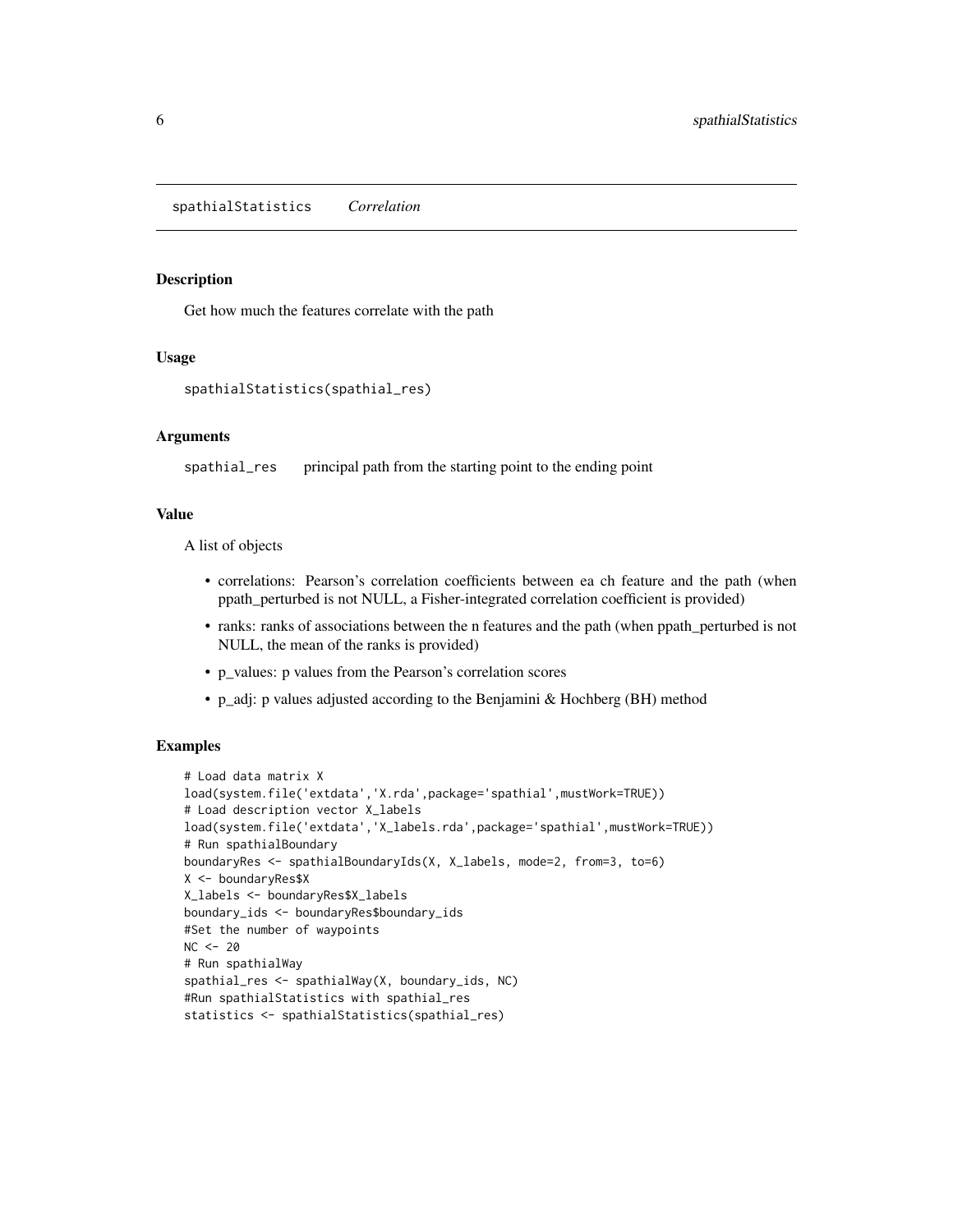## spathialStatistics *Correlation*

### Description

Get how much the features correlate with the path

### Usage

```
spathialStatistics(spathial_res)
```

### Arguments

`spathial_res` principal path from the starting point to the ending point

### Value

A list of objects

- correlations: Pearson's correlation coefficients between ea ch feature and the path (when ppath_perturbed is not NULL, a Fisher-integrated correlation coefficient is provided)
- ranks: ranks of associations between the n features and the path (when ppath_perturbed is not NULL, the mean of the ranks is provided)
- p_values: p values from the Pearson's correlation scores
- p_adj: p values adjusted according to the Benjamini & Hochberg (BH) method

### Examples

```
# Load data matrix X
load(system.file('extdata','X.rda',package='spathial',mustWork=TRUE))
# Load description vector X_labels
load(system.file('extdata','X_labels.rda',package='spathial',mustWork=TRUE))
# Run spathialBoundary
boundaryRes <- spathialBoundaryIds(X, X_labels, mode=2, from=3, to=6)
X <- boundaryRes$X
X_labels <- boundaryRes$X_labels
boundary_ids <- boundaryRes$boundary_ids
#Set the number of waypoints
NC <- 20
# Run spathialWay
spathial_res <- spathialWay(X, boundary_ids, NC)
#Run spathialStatistics with spathial_res
statistics <- spathialStatistics(spathial_res)
```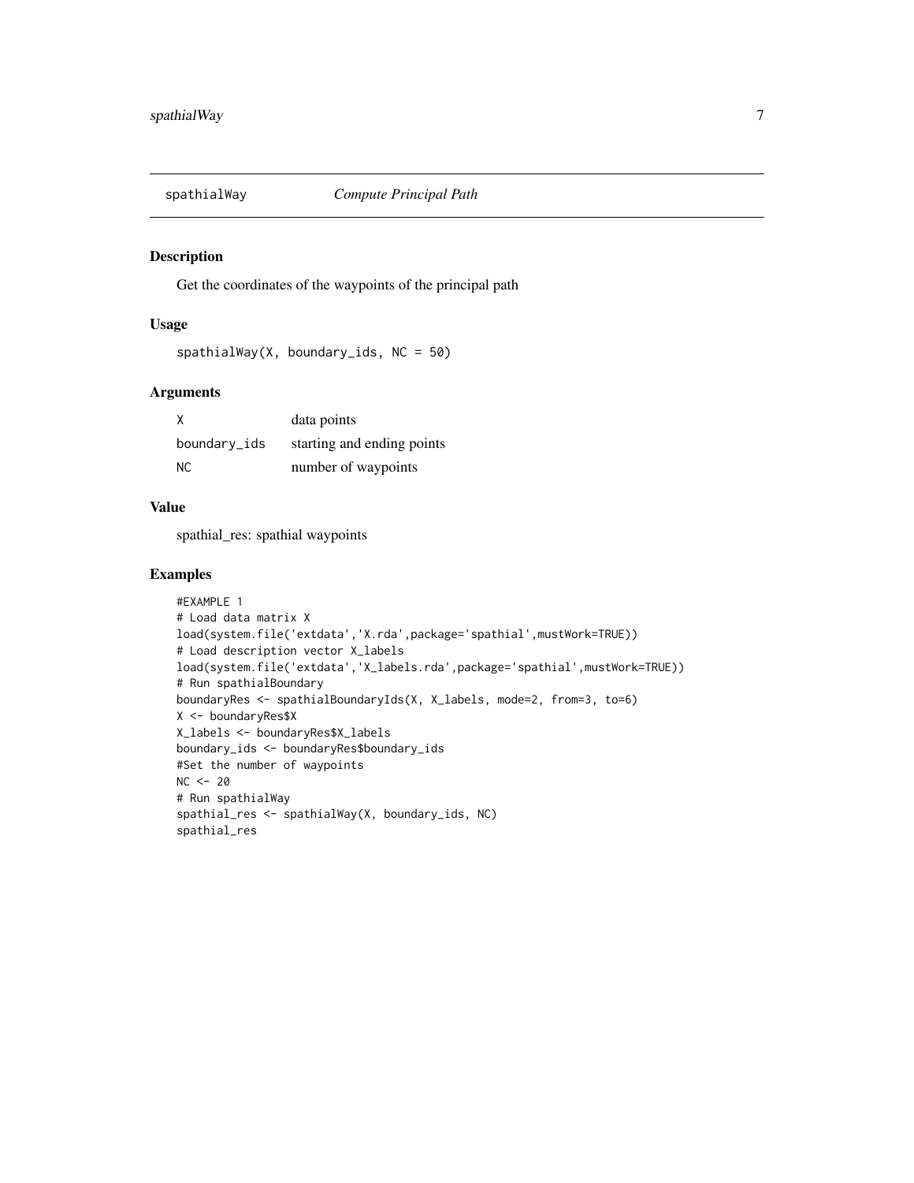## spathialWay — *Compute Principal Path*

### Description

Get the coordinates of the waypoints of the principal path

### Usage

```
spathialWay(X, boundary_ids, NC = 50)
```

### Arguments

| Argument | Description |
|---|---|
| X | data points |
| boundary_ids | starting and ending points |
| NC | number of waypoints |

### Value

spathial_res: spathial waypoints

### Examples

```
#EXAMPLE 1
# Load data matrix X
load(system.file('extdata','X.rda',package='spathial',mustWork=TRUE))
# Load description vector X_labels
load(system.file('extdata','X_labels.rda',package='spathial',mustWork=TRUE))
# Run spathialBoundary
boundaryRes <- spathialBoundaryIds(X, X_labels, mode=2, from=3, to=6)
X <- boundaryRes$X
X_labels <- boundaryRes$X_labels
boundary_ids <- boundaryRes$boundary_ids
#Set the number of waypoints
NC <- 20
# Run spathialWay
spathial_res <- spathialWay(X, boundary_ids, NC)
spathial_res
```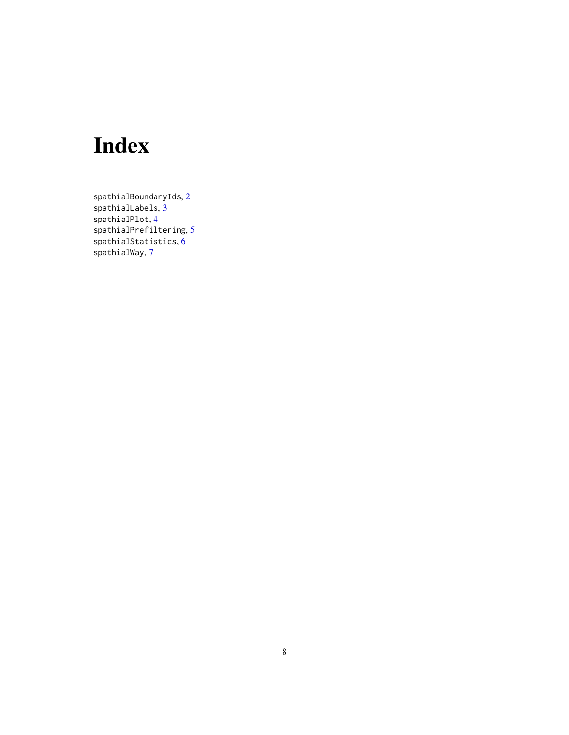# Index

spathialBoundaryIds, 2
spathialLabels, 3
spathialPlot, 4
spathialPrefiltering, 5
spathialStatistics, 6
spathialWay, 7